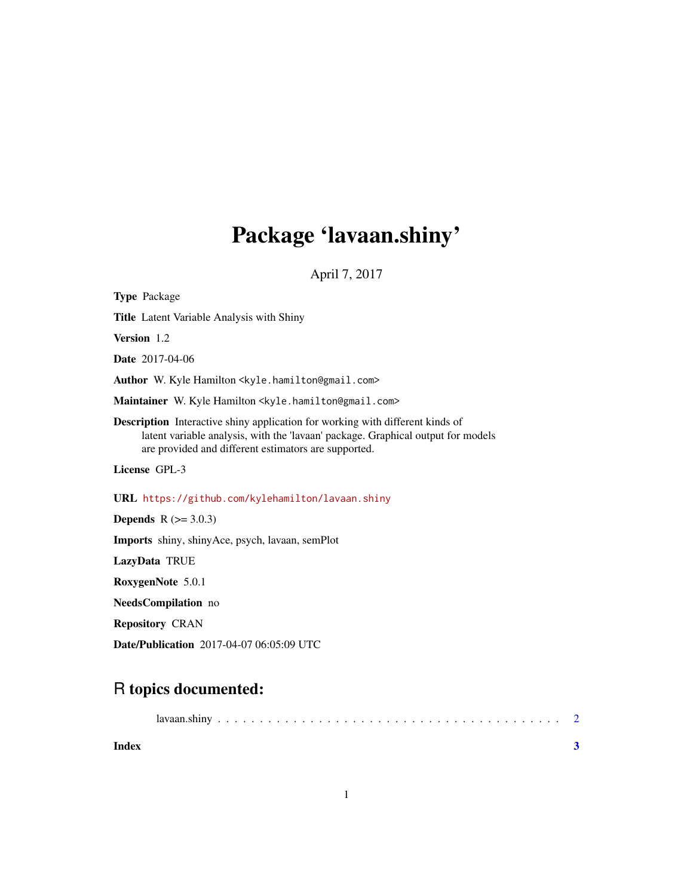# Package 'lavaan.shiny'

April 7, 2017

**Type** Package

**Title** Latent Variable Analysis with Shiny

**Version** 1.2

**Date** 2017-04-06

**Author** W. Kyle Hamilton <kyle.hamilton@gmail.com>

**Maintainer** W. Kyle Hamilton <kyle.hamilton@gmail.com>

**Description** Interactive shiny application for working with different kinds of latent variable analysis, with the 'lavaan' package. Graphical output for models are provided and different estimators are supported.

**License** GPL-3

**URL** https://github.com/kylehamilton/lavaan.shiny

**Depends** R (>= 3.0.3)

**Imports** shiny, shinyAce, psych, lavaan, semPlot

**LazyData** TRUE

**RoxygenNote** 5.0.1

**NeedsCompilation** no

**Repository** CRAN

**Date/Publication** 2017-04-07 06:05:09 UTC

## R topics documented:

lavaan.shiny . . . . . . . . . . . . . . . . . . . . . . . . . . . . . . . . . . . . . . . . 2

**Index** **3**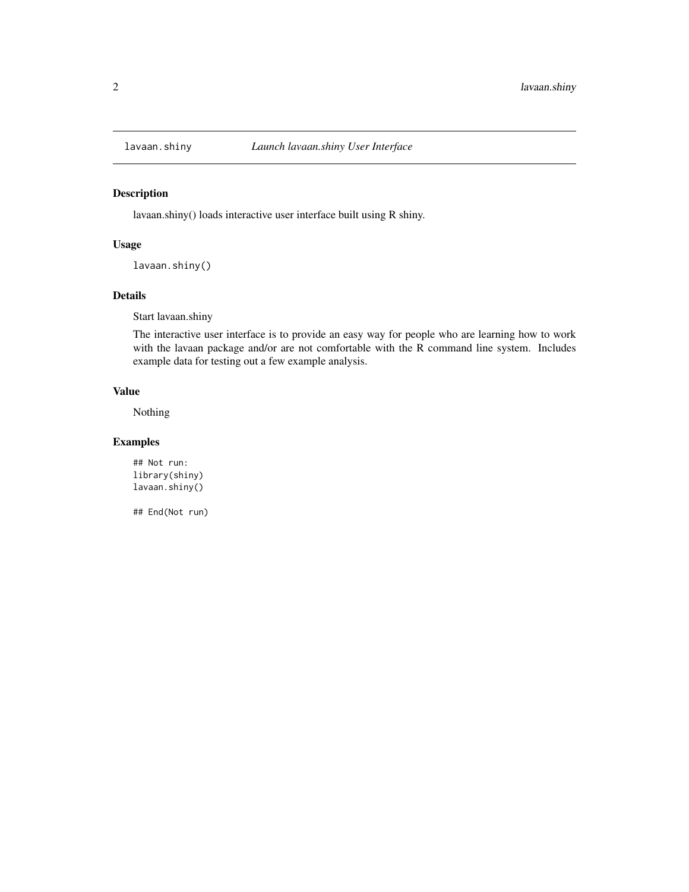lavaan.shiny *Launch lavaan.shiny User Interface*

## Description

lavaan.shiny() loads interactive user interface built using R shiny.

## Usage

```
lavaan.shiny()
```

## Details

Start lavaan.shiny

The interactive user interface is to provide an easy way for people who are learning how to work with the lavaan package and/or are not comfortable with the R command line system. Includes example data for testing out a few example analysis.

## Value

Nothing

## Examples

```
## Not run:
library(shiny)
lavaan.shiny()

## End(Not run)
```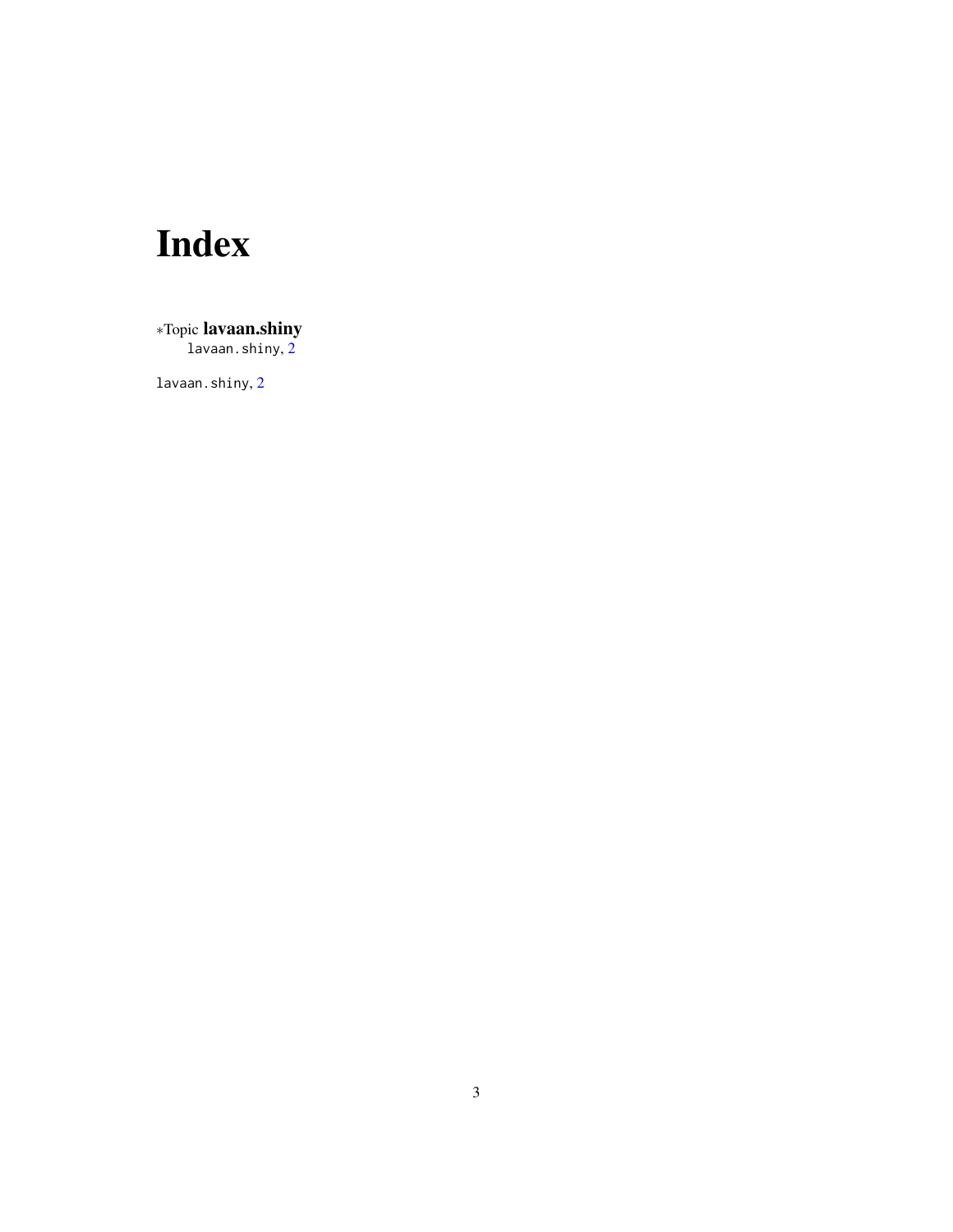# Index

*Topic **lavaan.shiny**
    lavaan.shiny, 2

lavaan.shiny, 2